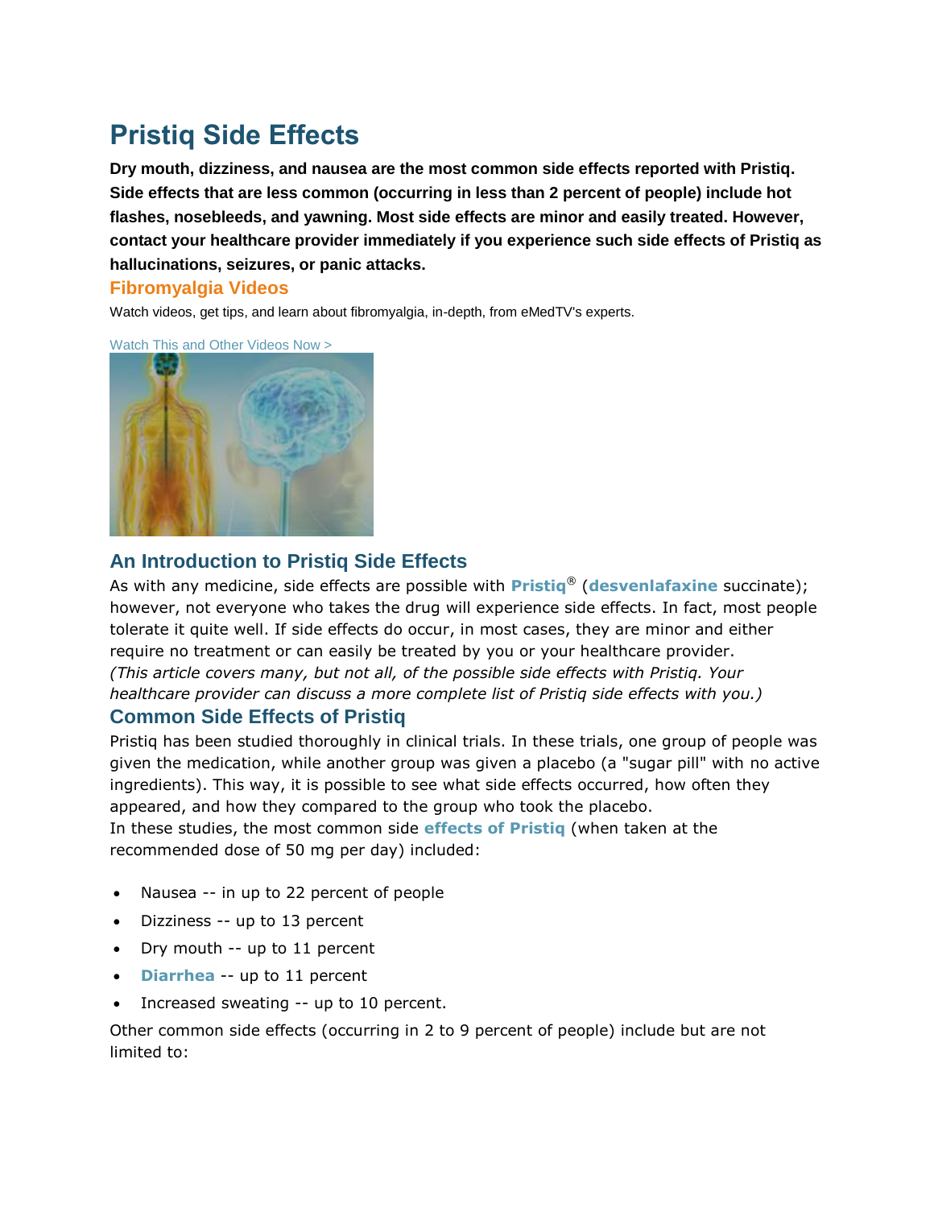# Pristiq Side Effects

**Dry mouth, dizziness, and nausea are the most common side effects reported with Pristiq. Side effects that are less common (occurring in less than 2 percent of people) include hot flashes, nosebleeds, and yawning. Most side effects are minor and easily treated. However, contact your healthcare provider immediately if you experience such side effects of Pristiq as hallucinations, seizures, or panic attacks.**

### Fibromyalgia Videos

Watch videos, get tips, and learn about fibromyalgia, in-depth, from eMedTV's experts.

Watch This and Other Videos Now >

## An Introduction to Pristiq Side Effects

As with any medicine, side effects are possible with **Pristiq**® (**desvenlafaxine** succinate); however, not everyone who takes the drug will experience side effects. In fact, most people tolerate it quite well. If side effects do occur, in most cases, they are minor and either require no treatment or can easily be treated by you or your healthcare provider.

*(This article covers many, but not all, of the possible side effects with Pristiq. Your healthcare provider can discuss a more complete list of Pristiq side effects with you.)*

## Common Side Effects of Pristiq

Pristiq has been studied thoroughly in clinical trials. In these trials, one group of people was given the medication, while another group was given a placebo (a "sugar pill" with no active ingredients). This way, it is possible to see what side effects occurred, how often they appeared, and how they compared to the group who took the placebo.

In these studies, the most common side **effects of Pristiq** (when taken at the recommended dose of 50 mg per day) included:

- Nausea -- in up to 22 percent of people
- Dizziness -- up to 13 percent
- Dry mouth -- up to 11 percent
- **Diarrhea** -- up to 11 percent
- Increased sweating -- up to 10 percent.

Other common side effects (occurring in 2 to 9 percent of people) include but are not limited to: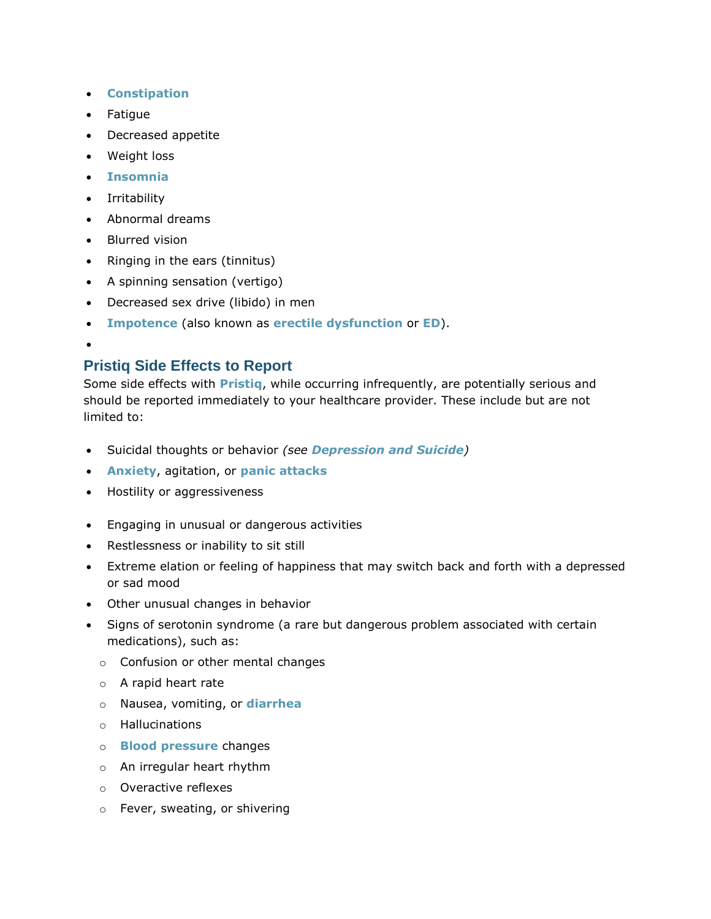- **Constipation**
- Fatigue
- Decreased appetite
- Weight loss
- **Insomnia**
- Irritability
- Abnormal dreams
- Blurred vision
- Ringing in the ears (tinnitus)
- A spinning sensation (vertigo)
- Decreased sex drive (libido) in men
- **Impotence** (also known as **erectile dysfunction** or **ED**).

## Pristiq Side Effects to Report

Some side effects with **Pristiq**, while occurring infrequently, are potentially serious and should be reported immediately to your healthcare provider. These include but are not limited to:

- Suicidal thoughts or behavior *(see* ***Depression and Suicide****)*
- **Anxiety**, agitation, or **panic attacks**
- Hostility or aggressiveness
- Engaging in unusual or dangerous activities
- Restlessness or inability to sit still
- Extreme elation or feeling of happiness that may switch back and forth with a depressed or sad mood
- Other unusual changes in behavior
- Signs of serotonin syndrome (a rare but dangerous problem associated with certain medications), such as:
  - Confusion or other mental changes
  - A rapid heart rate
  - Nausea, vomiting, or **diarrhea**
  - Hallucinations
  - **Blood pressure** changes
  - An irregular heart rhythm
  - Overactive reflexes
  - Fever, sweating, or shivering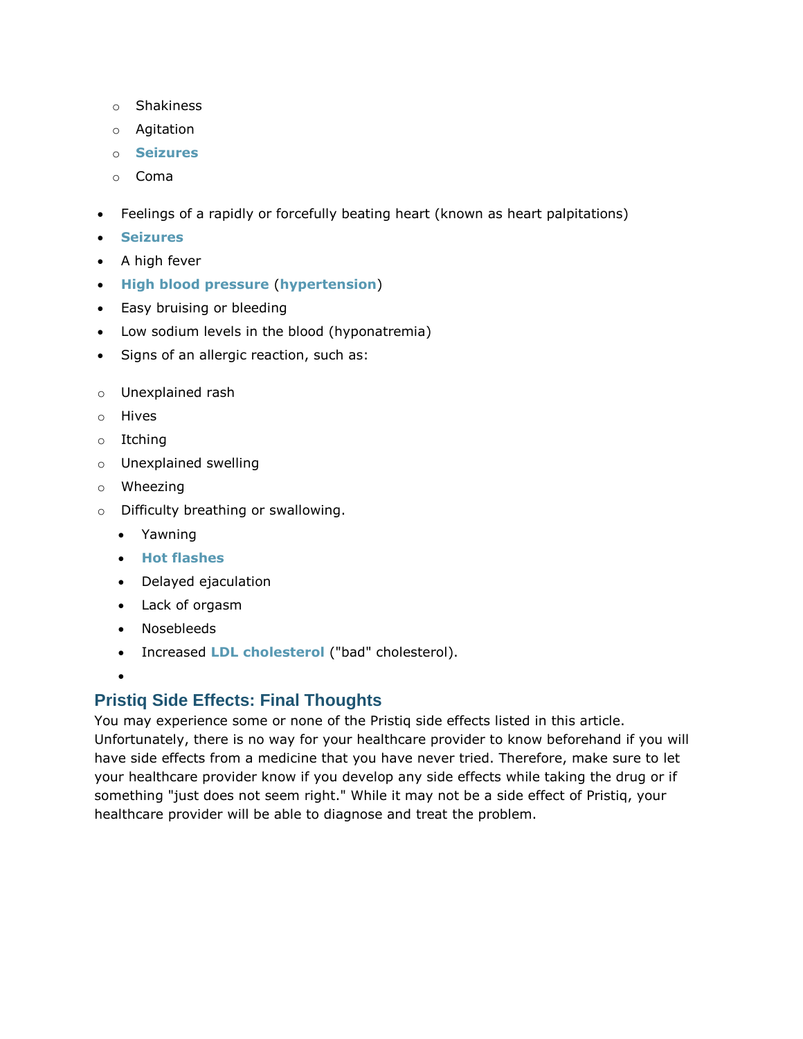- Shakiness
    - Agitation
    - **Seizures**
    - Coma

- Feelings of a rapidly or forcefully beating heart (known as heart palpitations)
- **Seizures**
- A high fever
- **High blood pressure** (**hypertension**)
- Easy bruising or bleeding
- Low sodium levels in the blood (hyponatremia)
- Signs of an allergic reaction, such as:

    - Unexplained rash
    - Hives
    - Itching
    - Unexplained swelling
    - Wheezing
    - Difficulty breathing or swallowing.
        - Yawning
        - **Hot flashes**
        - Delayed ejaculation
        - Lack of orgasm
        - Nosebleeds
        - Increased **LDL cholesterol** ("bad" cholesterol).

## Pristiq Side Effects: Final Thoughts

You may experience some or none of the Pristiq side effects listed in this article. Unfortunately, there is no way for your healthcare provider to know beforehand if you will have side effects from a medicine that you have never tried. Therefore, make sure to let your healthcare provider know if you develop any side effects while taking the drug or if something "just does not seem right." While it may not be a side effect of Pristiq, your healthcare provider will be able to diagnose and treat the problem.